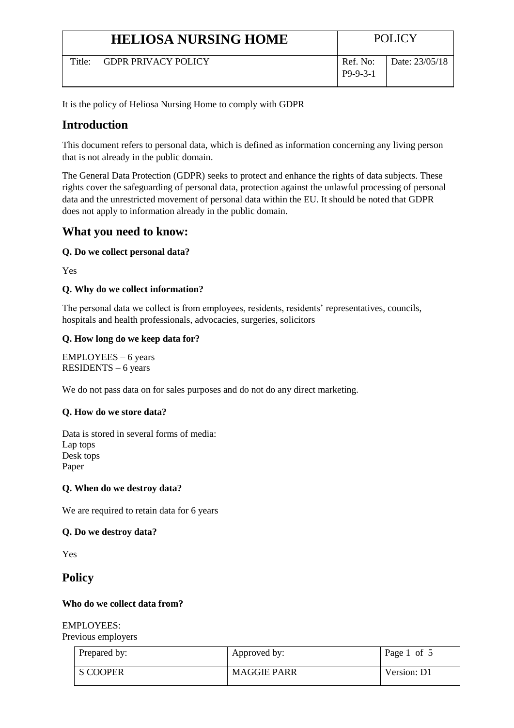| HELIOSA NURSING HOME | | POLICY | |
|---|---|---|---|
| Title: | GDPR PRIVACY POLICY | Ref. No: P9-9-3-1 | Date: 23/05/18 |

It is the policy of Heliosa Nursing Home to comply with GDPR

## Introduction

This document refers to personal data, which is defined as information concerning any living person that is not already in the public domain.

The General Data Protection (GDPR) seeks to protect and enhance the rights of data subjects. These rights cover the safeguarding of personal data, protection against the unlawful processing of personal data and the unrestricted movement of personal data within the EU. It should be noted that GDPR does not apply to information already in the public domain.

## What you need to know:

**Q. Do we collect personal data?**

Yes

**Q. Why do we collect information?**

The personal data we collect is from employees, residents, residents' representatives, councils, hospitals and health professionals, advocacies, surgeries, solicitors

**Q. How long do we keep data for?**

EMPLOYEES – 6 years
RESIDENTS – 6 years

We do not pass data on for sales purposes and do not do any direct marketing.

**Q. How do we store data?**

Data is stored in several forms of media:
Lap tops
Desk tops
Paper

**Q. When do we destroy data?**

We are required to retain data for 6 years

**Q. Do we destroy data?**

Yes

## Policy

**Who do we collect data from?**

EMPLOYEES:
Previous employers

| Prepared by: | Approved by: | Page 1 of 5 |
|---|---|---|
| S COOPER | MAGGIE PARR | Version: D1 |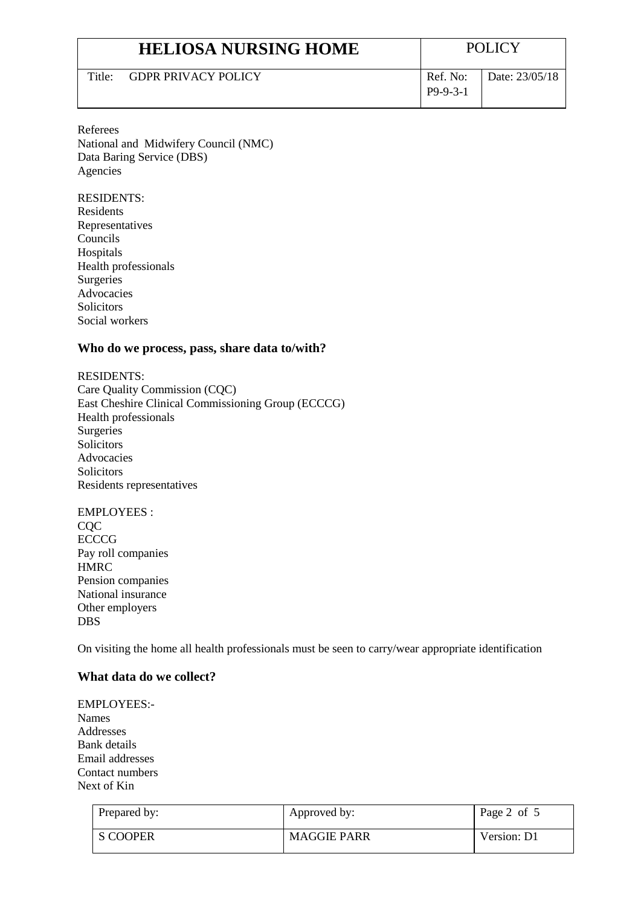Referees
National and Midwifery Council (NMC)
Data Baring Service (DBS)
Agencies

RESIDENTS:
Residents
Representatives
Councils
Hospitals
Health professionals
Surgeries
Advocacies
Solicitors
Social workers

### Who do we process, pass, share data to/with?

RESIDENTS:
Care Quality Commission (CQC)
East Cheshire Clinical Commissioning Group (ECCCG)
Health professionals
Surgeries
Solicitors
Advocacies
Solicitors
Residents representatives

EMPLOYEES :
CQC
ECCCG
Pay roll companies
HMRC
Pension companies
National insurance
Other employers
DBS

On visiting the home all health professionals must be seen to carry/wear appropriate identification

### What data do we collect?

EMPLOYEES:-
Names
Addresses
Bank details
Email addresses
Contact numbers
Next of Kin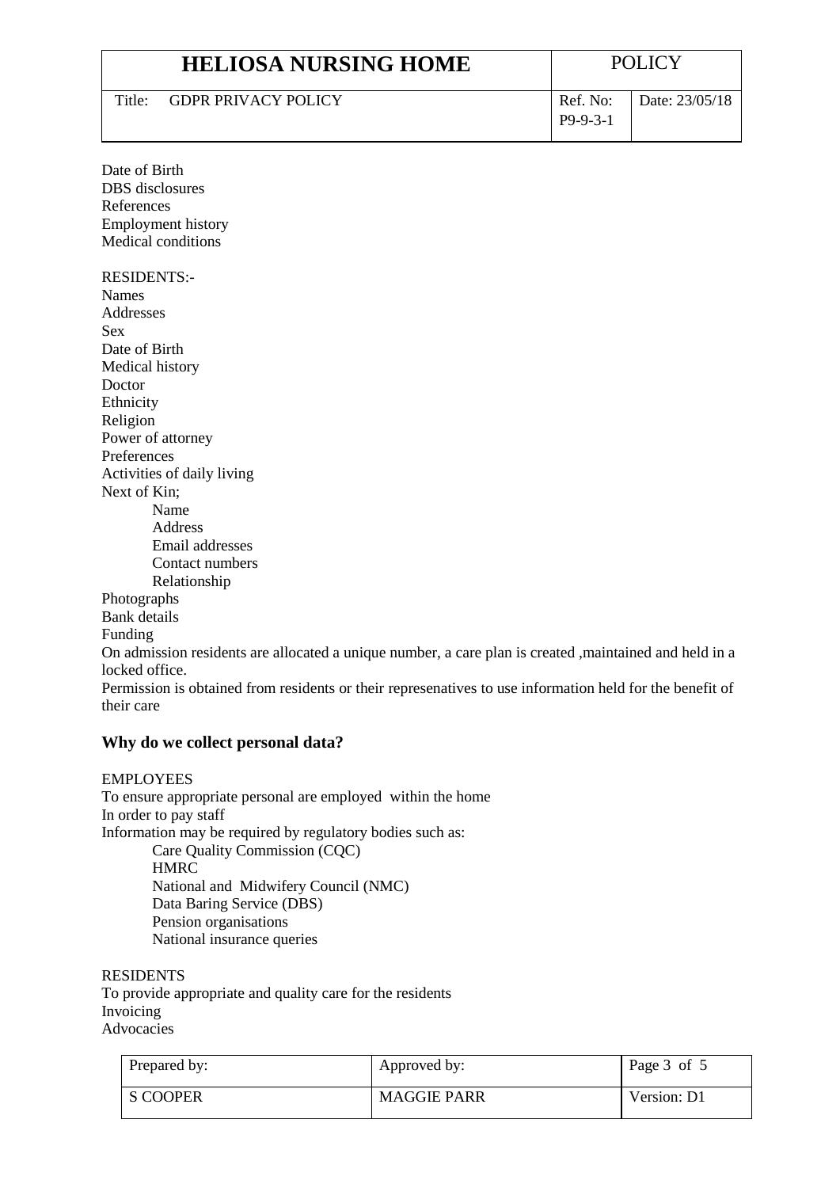Date of Birth
DBS disclosures
References
Employment history
Medical conditions

RESIDENTS:-
Names
Addresses
Sex
Date of Birth
Medical history
Doctor
Ethnicity
Religion
Power of attorney
Preferences
Activities of daily living
Next of Kin;
- Name
- Address
- Email addresses
- Contact numbers
- Relationship

Photographs
Bank details
Funding
On admission residents are allocated a unique number, a care plan is created ,maintained and held in a locked office.
Permission is obtained from residents or their represenatives to use information held for the benefit of their care

## Why do we collect personal data?

EMPLOYEES
To ensure appropriate personal are employed within the home
In order to pay staff
Information may be required by regulatory bodies such as:
- Care Quality Commission (CQC)
- HMRC
- National and Midwifery Council (NMC)
- Data Baring Service (DBS)
- Pension organisations
- National insurance queries

RESIDENTS
To provide appropriate and quality care for the residents
Invoicing
Advocacies

| Prepared by: | Approved by: | Page 3 of 5 |
|---|---|---|
| S COOPER | MAGGIE PARR | Version: D1 |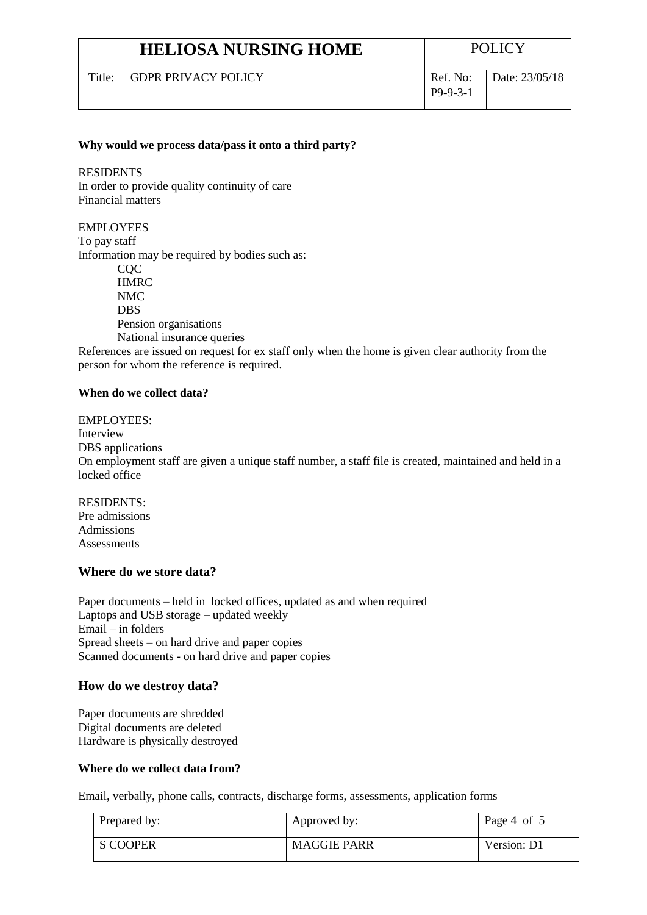**Why would we process data/pass it onto a third party?**

RESIDENTS
In order to provide quality continuity of care
Financial matters

EMPLOYEES
To pay staff
Information may be required by bodies such as:

- CQC
- HMRC
- NMC
- DBS
- Pension organisations
- National insurance queries

References are issued on request for ex staff only when the home is given clear authority from the person for whom the reference is required.

**When do we collect data?**

EMPLOYEES:
Interview
DBS applications
On employment staff are given a unique staff number, a staff file is created, maintained and held in a locked office

RESIDENTS:
Pre admissions
Admissions
Assessments

## Where do we store data?

Paper documents – held in locked offices, updated as and when required
Laptops and USB storage – updated weekly
Email – in folders
Spread sheets – on hard drive and paper copies
Scanned documents - on hard drive and paper copies

## How do we destroy data?

Paper documents are shredded
Digital documents are deleted
Hardware is physically destroyed

**Where do we collect data from?**

Email, verbally, phone calls, contracts, discharge forms, assessments, application forms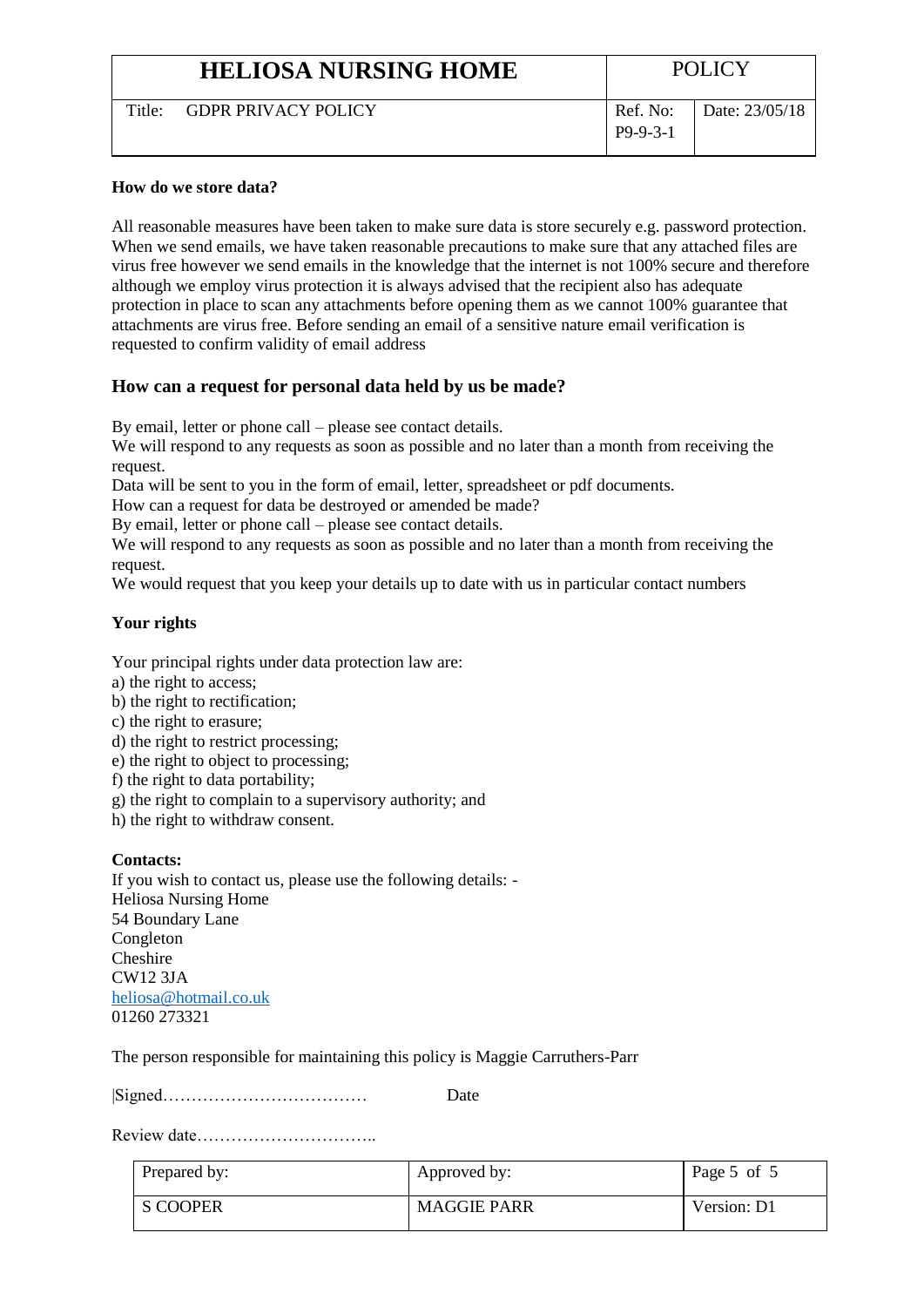## How do we store data?

All reasonable measures have been taken to make sure data is store securely e.g. password protection. When we send emails, we have taken reasonable precautions to make sure that any attached files are virus free however we send emails in the knowledge that the internet is not 100% secure and therefore although we employ virus protection it is always advised that the recipient also has adequate protection in place to scan any attachments before opening them as we cannot 100% guarantee that attachments are virus free. Before sending an email of a sensitive nature email verification is requested to confirm validity of email address

## How can a request for personal data held by us be made?

By email, letter or phone call – please see contact details.
We will respond to any requests as soon as possible and no later than a month from receiving the request.
Data will be sent to you in the form of email, letter, spreadsheet or pdf documents.
How can a request for data be destroyed or amended be made?
By email, letter or phone call – please see contact details.
We will respond to any requests as soon as possible and no later than a month from receiving the request.
We would request that you keep your details up to date with us in particular contact numbers

## Your rights

Your principal rights under data protection law are:
a) the right to access;
b) the right to rectification;
c) the right to erasure;
d) the right to restrict processing;
e) the right to object to processing;
f) the right to data portability;
g) the right to complain to a supervisory authority; and
h) the right to withdraw consent.

**Contacts:**
If you wish to contact us, please use the following details: -
Heliosa Nursing Home
54 Boundary Lane
Congleton
Cheshire
CW12 3JA
heliosa@hotmail.co.uk
01260 273321

The person responsible for maintaining this policy is Maggie Carruthers-Parr

|Signed……………………………… Date

Review date…………………………..

| Prepared by: | Approved by: | |
|---|---|---|
| S COOPER | MAGGIE PARR | Version: D1 |